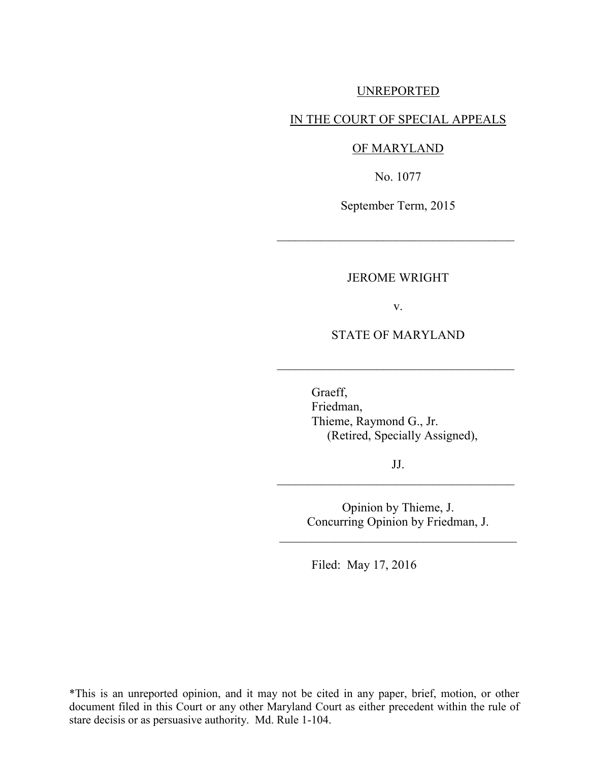UNREPORTED

IN THE COURT OF SPECIAL APPEALS

OF MARYLAND

No. 1077

September Term, 2015

---

JEROME WRIGHT

v.

STATE OF MARYLAND

---

Graeff,
Friedman,
Thieme, Raymond G., Jr.
(Retired, Specially Assigned),

JJ.

---

Opinion by Thieme, J.
Concurring Opinion by Friedman, J.

---

Filed: May 17, 2016

*This is an unreported opinion, and it may not be cited in any paper, brief, motion, or other document filed in this Court or any other Maryland Court as either precedent within the rule of stare decisis or as persuasive authority. Md. Rule 1-104.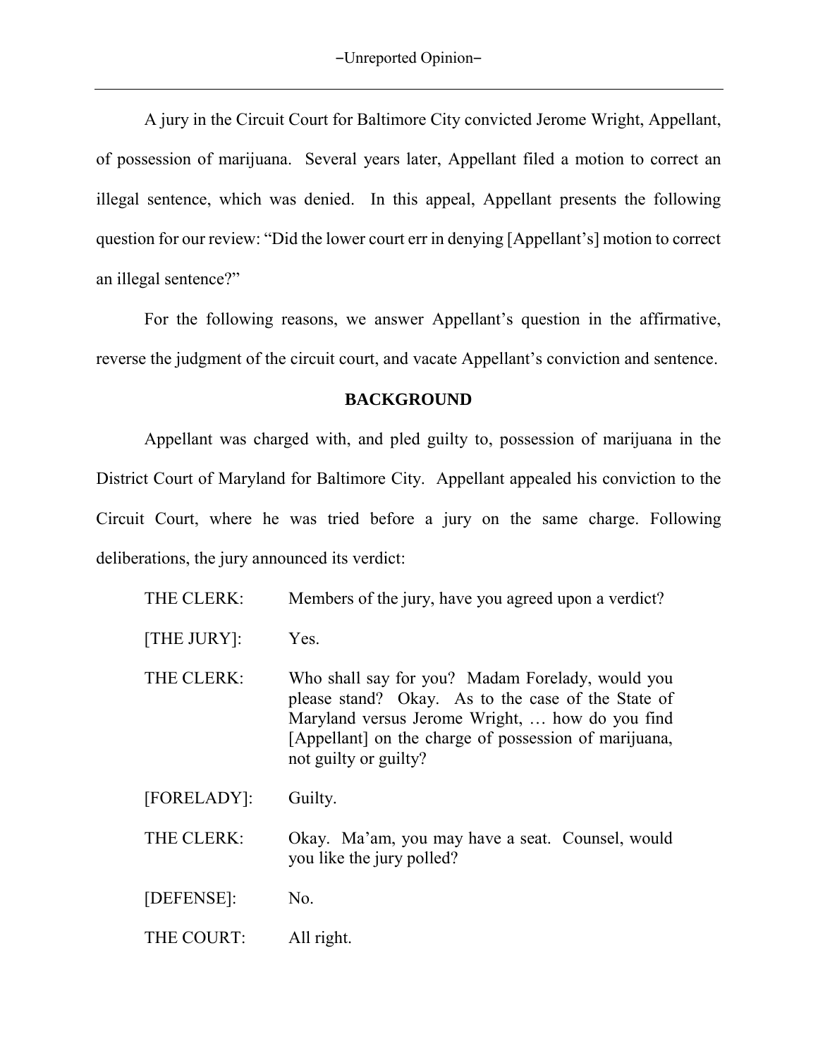A jury in the Circuit Court for Baltimore City convicted Jerome Wright, Appellant, of possession of marijuana. Several years later, Appellant filed a motion to correct an illegal sentence, which was denied. In this appeal, Appellant presents the following question for our review: "Did the lower court err in denying [Appellant's] motion to correct an illegal sentence?"

For the following reasons, we answer Appellant's question in the affirmative, reverse the judgment of the circuit court, and vacate Appellant's conviction and sentence.

## BACKGROUND

Appellant was charged with, and pled guilty to, possession of marijuana in the District Court of Maryland for Baltimore City. Appellant appealed his conviction to the Circuit Court, where he was tried before a jury on the same charge. Following deliberations, the jury announced its verdict:

THE CLERK: Members of the jury, have you agreed upon a verdict?

[THE JURY]: Yes.

THE CLERK: Who shall say for you? Madam Forelady, would you please stand? Okay. As to the case of the State of Maryland versus Jerome Wright, … how do you find [Appellant] on the charge of possession of marijuana, not guilty or guilty?

[FORELADY]: Guilty.

THE CLERK: Okay. Ma'am, you may have a seat. Counsel, would you like the jury polled?

[DEFENSE]: No.

THE COURT: All right.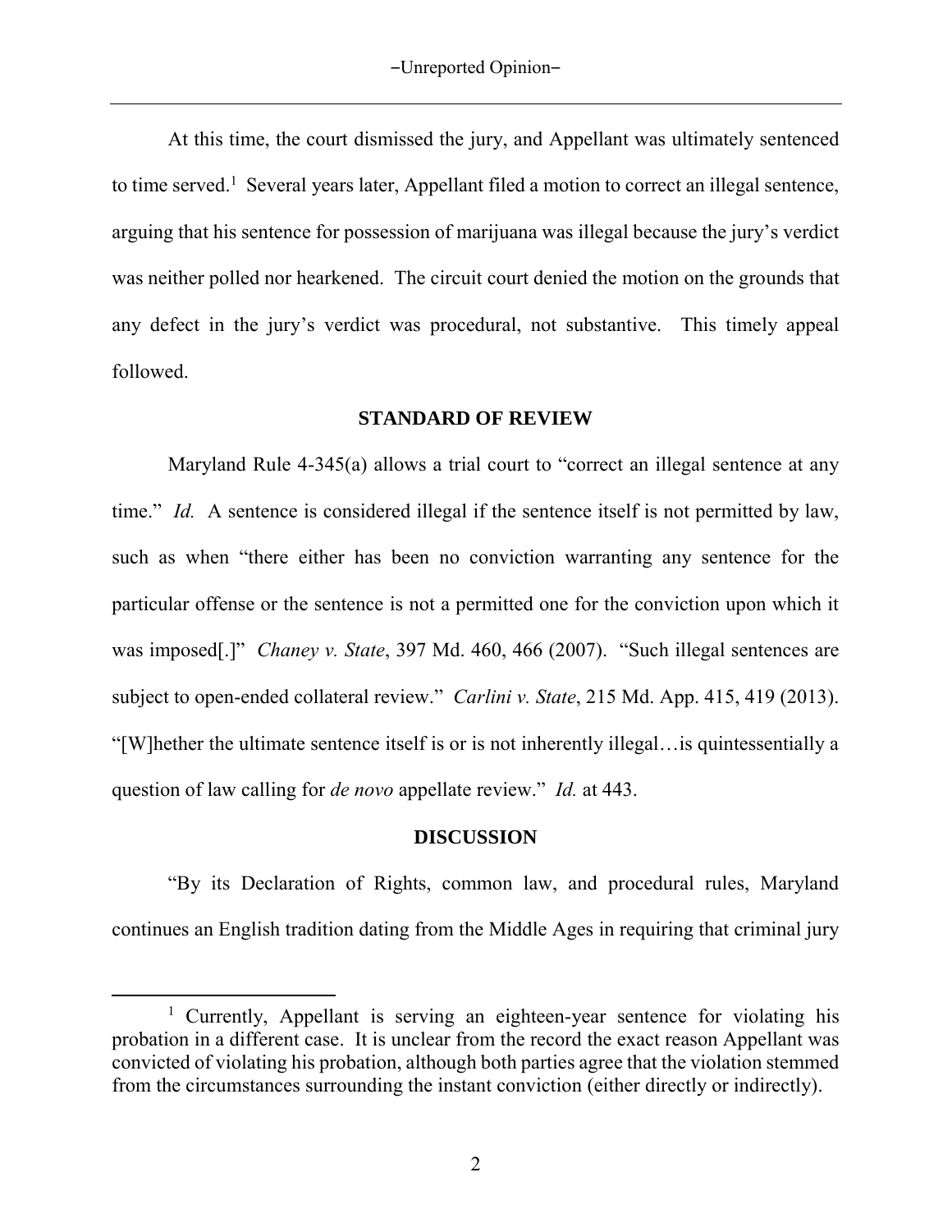At this time, the court dismissed the jury, and Appellant was ultimately sentenced to time served.[1] Several years later, Appellant filed a motion to correct an illegal sentence, arguing that his sentence for possession of marijuana was illegal because the jury's verdict was neither polled nor hearkened. The circuit court denied the motion on the grounds that any defect in the jury's verdict was procedural, not substantive. This timely appeal followed.

## STANDARD OF REVIEW

Maryland Rule 4-345(a) allows a trial court to "correct an illegal sentence at any time." *Id.* A sentence is considered illegal if the sentence itself is not permitted by law, such as when "there either has been no conviction warranting any sentence for the particular offense or the sentence is not a permitted one for the conviction upon which it was imposed[.]" *Chaney v. State*, 397 Md. 460, 466 (2007). "Such illegal sentences are subject to open-ended collateral review." *Carlini v. State*, 215 Md. App. 415, 419 (2013). "[W]hether the ultimate sentence itself is or is not inherently illegal…is quintessentially a question of law calling for *de novo* appellate review." *Id.* at 443.

## DISCUSSION

"By its Declaration of Rights, common law, and procedural rules, Maryland continues an English tradition dating from the Middle Ages in requiring that criminal jury

[1] Currently, Appellant is serving an eighteen-year sentence for violating his probation in a different case. It is unclear from the record the exact reason Appellant was convicted of violating his probation, although both parties agree that the violation stemmed from the circumstances surrounding the instant conviction (either directly or indirectly).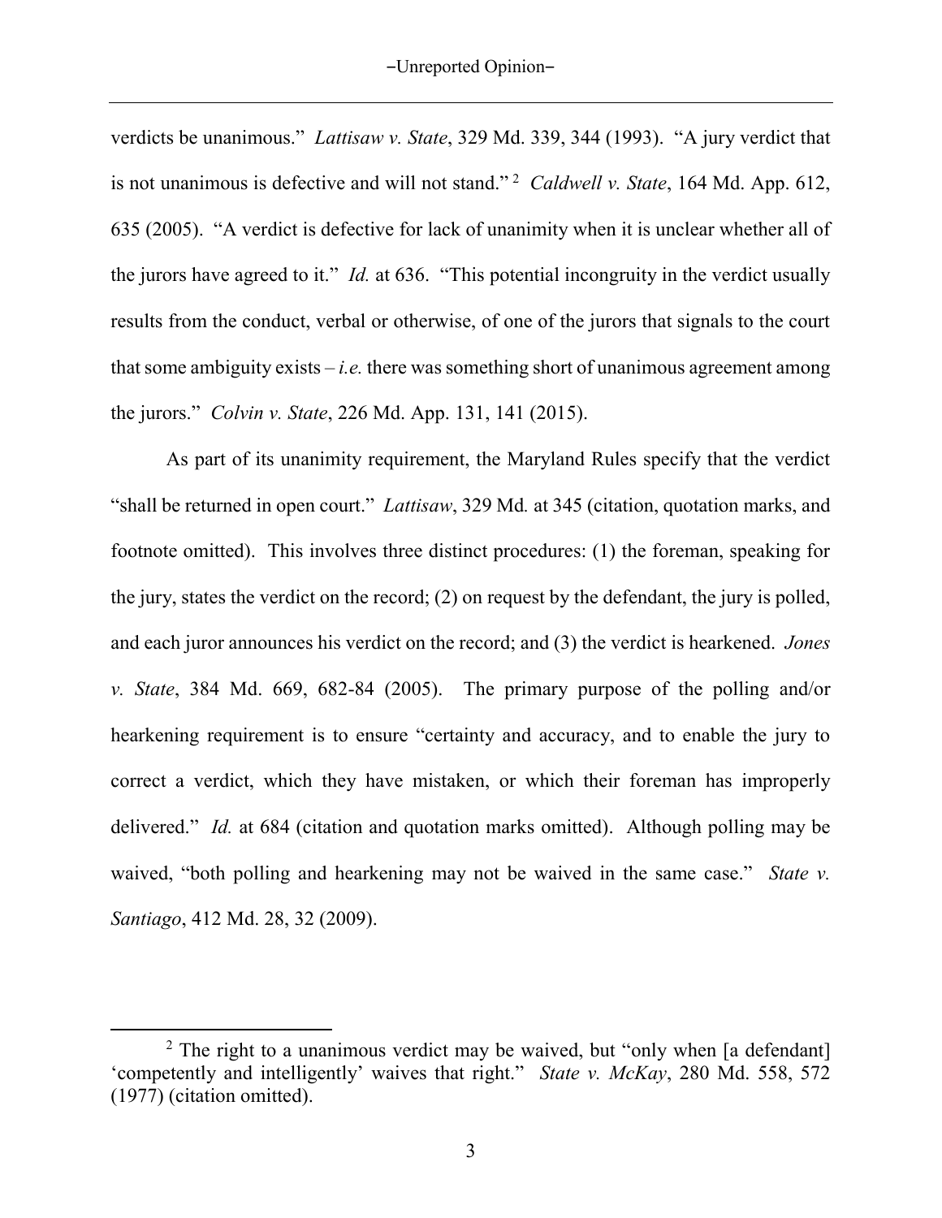verdicts be unanimous." *Lattisaw v. State*, 329 Md. 339, 344 (1993). "A jury verdict that is not unanimous is defective and will not stand."[2] *Caldwell v. State*, 164 Md. App. 612, 635 (2005). "A verdict is defective for lack of unanimity when it is unclear whether all of the jurors have agreed to it." *Id.* at 636. "This potential incongruity in the verdict usually results from the conduct, verbal or otherwise, of one of the jurors that signals to the court that some ambiguity exists – *i.e.* there was something short of unanimous agreement among the jurors." *Colvin v. State*, 226 Md. App. 131, 141 (2015).

As part of its unanimity requirement, the Maryland Rules specify that the verdict "shall be returned in open court." *Lattisaw*, 329 Md. at 345 (citation, quotation marks, and footnote omitted). This involves three distinct procedures: (1) the foreman, speaking for the jury, states the verdict on the record; (2) on request by the defendant, the jury is polled, and each juror announces his verdict on the record; and (3) the verdict is hearkened. *Jones v. State*, 384 Md. 669, 682-84 (2005). The primary purpose of the polling and/or hearkening requirement is to ensure "certainty and accuracy, and to enable the jury to correct a verdict, which they have mistaken, or which their foreman has improperly delivered." *Id.* at 684 (citation and quotation marks omitted). Although polling may be waived, "both polling and hearkening may not be waived in the same case." *State v. Santiago*, 412 Md. 28, 32 (2009).

---

[2] The right to a unanimous verdict may be waived, but "only when [a defendant] 'competently and intelligently' waives that right." *State v. McKay*, 280 Md. 558, 572 (1977) (citation omitted).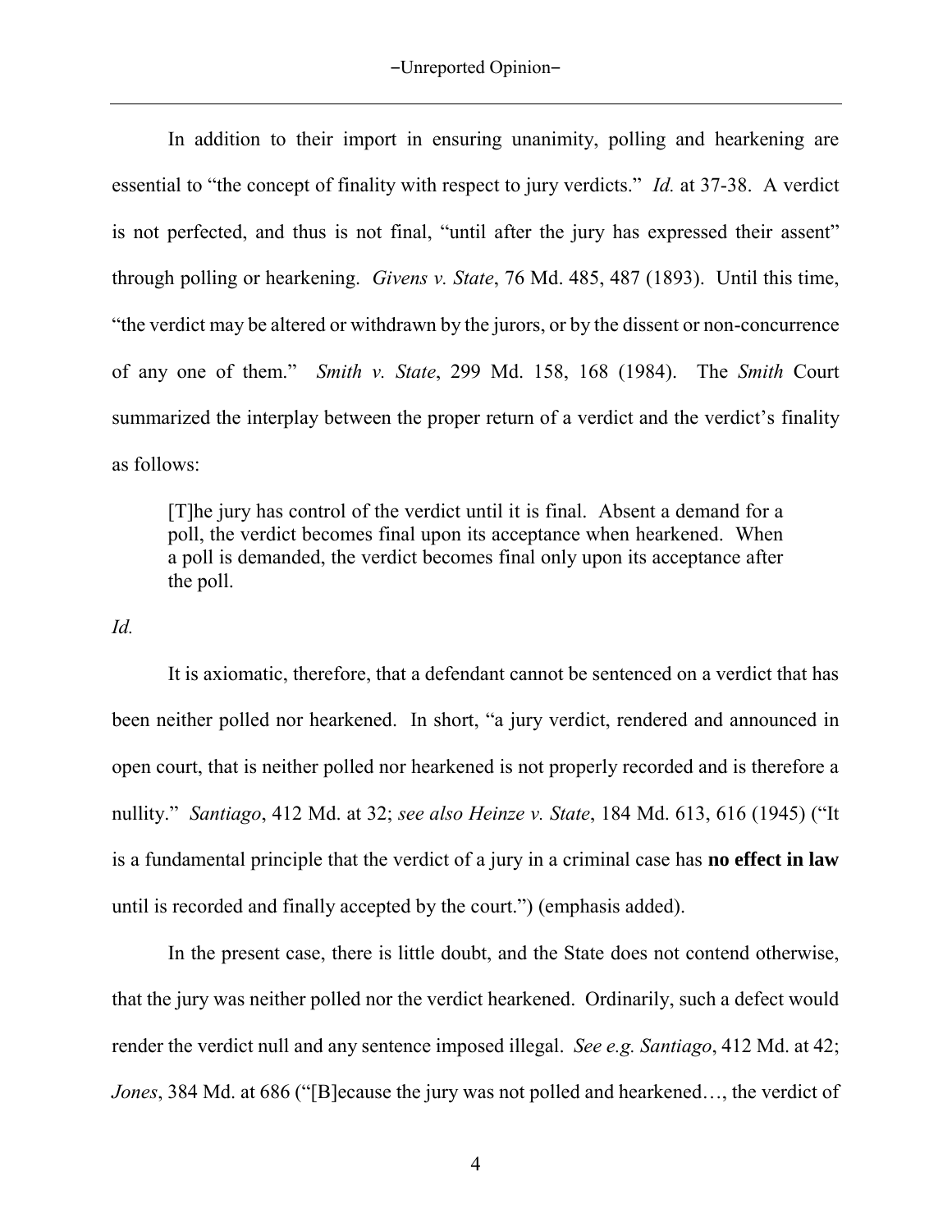In addition to their import in ensuring unanimity, polling and hearkening are essential to "the concept of finality with respect to jury verdicts." *Id.* at 37-38. A verdict is not perfected, and thus is not final, "until after the jury has expressed their assent" through polling or hearkening. *Givens v. State*, 76 Md. 485, 487 (1893). Until this time, "the verdict may be altered or withdrawn by the jurors, or by the dissent or non-concurrence of any one of them." *Smith v. State*, 299 Md. 158, 168 (1984). The *Smith* Court summarized the interplay between the proper return of a verdict and the verdict's finality as follows:

> [T]he jury has control of the verdict until it is final. Absent a demand for a poll, the verdict becomes final upon its acceptance when hearkened. When a poll is demanded, the verdict becomes final only upon its acceptance after the poll.

*Id.*

It is axiomatic, therefore, that a defendant cannot be sentenced on a verdict that has been neither polled nor hearkened. In short, "a jury verdict, rendered and announced in open court, that is neither polled nor hearkened is not properly recorded and is therefore a nullity." *Santiago*, 412 Md. at 32; *see also Heinze v. State*, 184 Md. 613, 616 (1945) ("It is a fundamental principle that the verdict of a jury in a criminal case has **no effect in law** until is recorded and finally accepted by the court.") (emphasis added).

In the present case, there is little doubt, and the State does not contend otherwise, that the jury was neither polled nor the verdict hearkened. Ordinarily, such a defect would render the verdict null and any sentence imposed illegal. *See e.g. Santiago*, 412 Md. at 42; *Jones*, 384 Md. at 686 ("[B]ecause the jury was not polled and hearkened…, the verdict of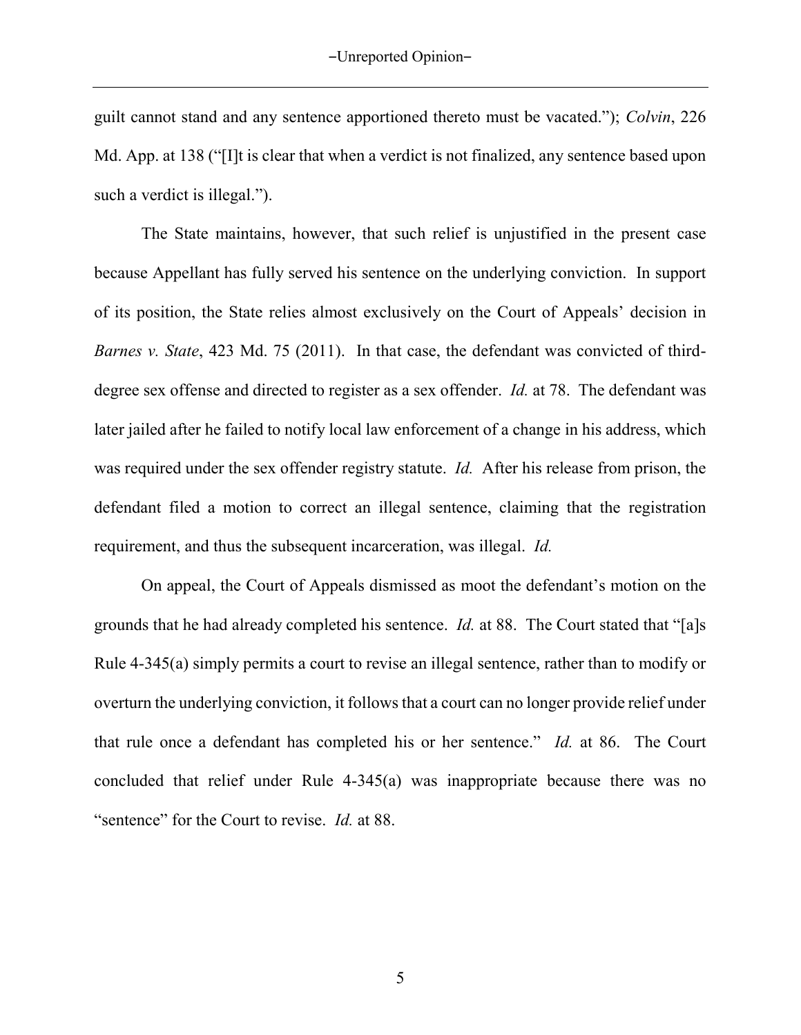guilt cannot stand and any sentence apportioned thereto must be vacated."); *Colvin*, 226 Md. App. at 138 ("[I]t is clear that when a verdict is not finalized, any sentence based upon such a verdict is illegal.").

The State maintains, however, that such relief is unjustified in the present case because Appellant has fully served his sentence on the underlying conviction. In support of its position, the State relies almost exclusively on the Court of Appeals' decision in *Barnes v. State*, 423 Md. 75 (2011). In that case, the defendant was convicted of third-degree sex offense and directed to register as a sex offender. *Id.* at 78. The defendant was later jailed after he failed to notify local law enforcement of a change in his address, which was required under the sex offender registry statute. *Id.* After his release from prison, the defendant filed a motion to correct an illegal sentence, claiming that the registration requirement, and thus the subsequent incarceration, was illegal. *Id.*

On appeal, the Court of Appeals dismissed as moot the defendant's motion on the grounds that he had already completed his sentence. *Id.* at 88. The Court stated that "[a]s Rule 4-345(a) simply permits a court to revise an illegal sentence, rather than to modify or overturn the underlying conviction, it follows that a court can no longer provide relief under that rule once a defendant has completed his or her sentence." *Id.* at 86. The Court concluded that relief under Rule 4-345(a) was inappropriate because there was no "sentence" for the Court to revise. *Id.* at 88.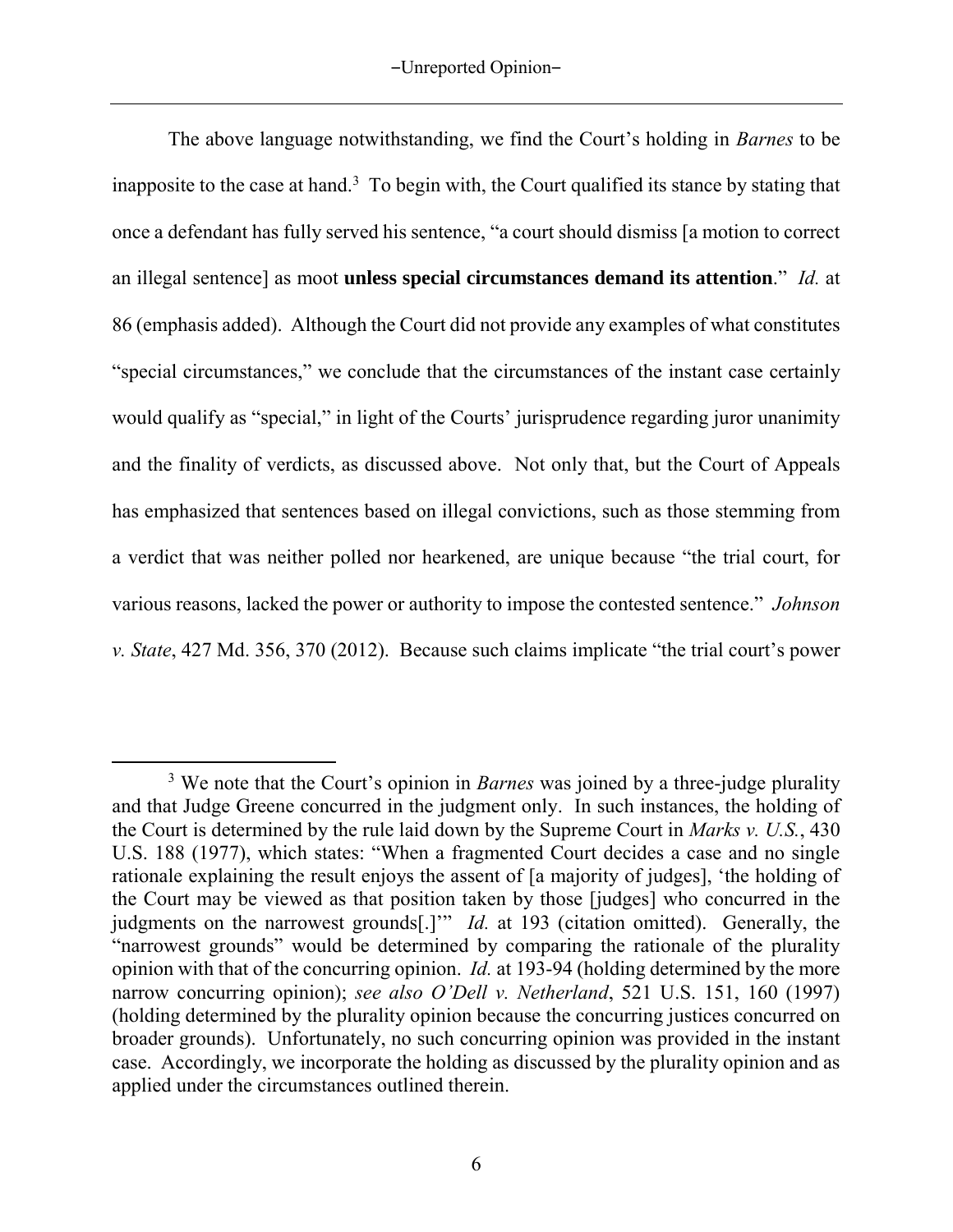The above language notwithstanding, we find the Court's holding in *Barnes* to be inapposite to the case at hand.[3] To begin with, the Court qualified its stance by stating that once a defendant has fully served his sentence, "a court should dismiss [a motion to correct an illegal sentence] as moot **unless special circumstances demand its attention**." *Id.* at 86 (emphasis added). Although the Court did not provide any examples of what constitutes "special circumstances," we conclude that the circumstances of the instant case certainly would qualify as "special," in light of the Courts' jurisprudence regarding juror unanimity and the finality of verdicts, as discussed above. Not only that, but the Court of Appeals has emphasized that sentences based on illegal convictions, such as those stemming from a verdict that was neither polled nor hearkened, are unique because "the trial court, for various reasons, lacked the power or authority to impose the contested sentence." *Johnson v. State*, 427 Md. 356, 370 (2012). Because such claims implicate "the trial court's power

---

[3] We note that the Court's opinion in *Barnes* was joined by a three-judge plurality and that Judge Greene concurred in the judgment only. In such instances, the holding of the Court is determined by the rule laid down by the Supreme Court in *Marks v. U.S.*, 430 U.S. 188 (1977), which states: "When a fragmented Court decides a case and no single rationale explaining the result enjoys the assent of [a majority of judges], 'the holding of the Court may be viewed as that position taken by those [judges] who concurred in the judgments on the narrowest grounds[.]'" *Id.* at 193 (citation omitted). Generally, the "narrowest grounds" would be determined by comparing the rationale of the plurality opinion with that of the concurring opinion. *Id.* at 193-94 (holding determined by the more narrow concurring opinion); *see also O'Dell v. Netherland*, 521 U.S. 151, 160 (1997) (holding determined by the plurality opinion because the concurring justices concurred on broader grounds). Unfortunately, no such concurring opinion was provided in the instant case. Accordingly, we incorporate the holding as discussed by the plurality opinion and as applied under the circumstances outlined therein.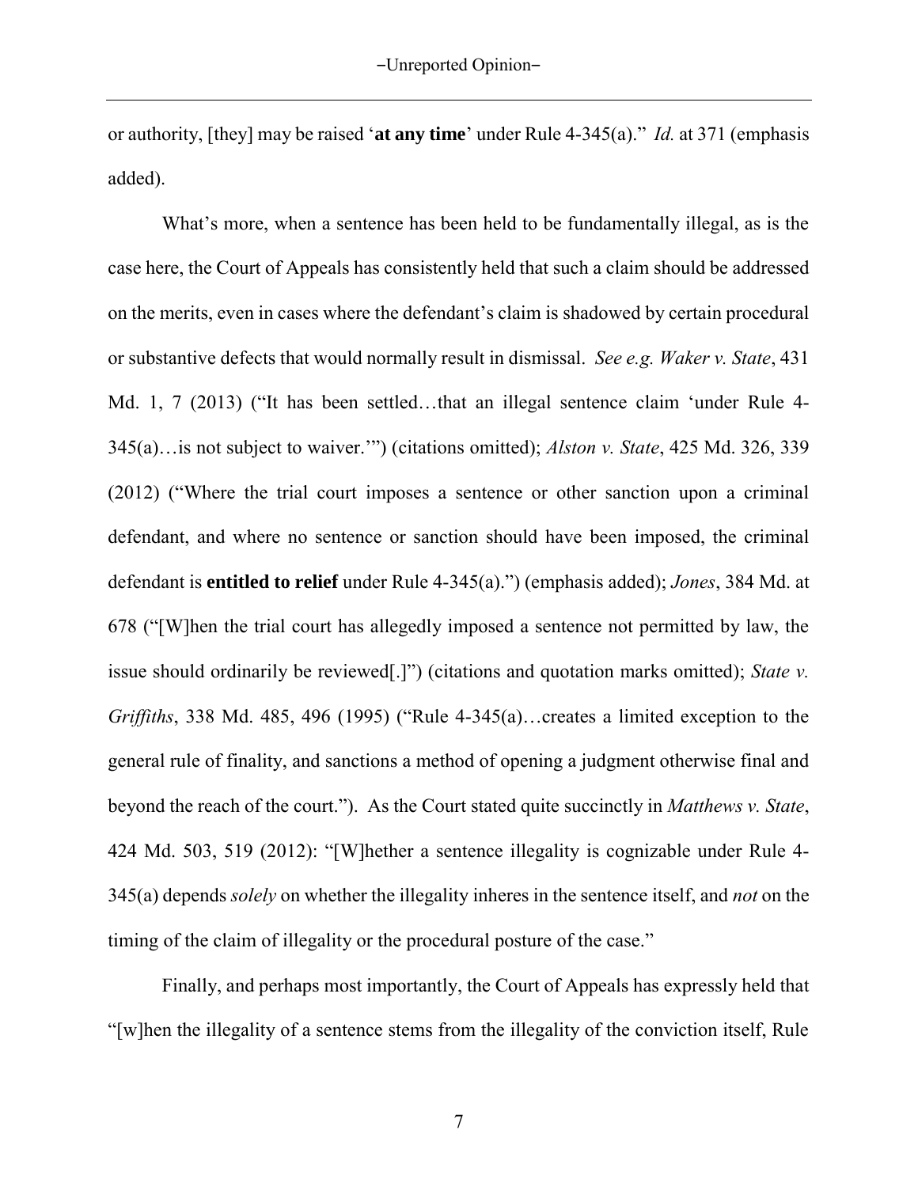or authority, [they] may be raised '**at any time**' under Rule 4-345(a)." *Id.* at 371 (emphasis added).

What's more, when a sentence has been held to be fundamentally illegal, as is the case here, the Court of Appeals has consistently held that such a claim should be addressed on the merits, even in cases where the defendant's claim is shadowed by certain procedural or substantive defects that would normally result in dismissal. *See e.g. Waker v. State*, 431 Md. 1, 7 (2013) ("It has been settled…that an illegal sentence claim 'under Rule 4-345(a)…is not subject to waiver.'") (citations omitted); *Alston v. State*, 425 Md. 326, 339 (2012) ("Where the trial court imposes a sentence or other sanction upon a criminal defendant, and where no sentence or sanction should have been imposed, the criminal defendant is **entitled to relief** under Rule 4-345(a).") (emphasis added); *Jones*, 384 Md. at 678 ("[W]hen the trial court has allegedly imposed a sentence not permitted by law, the issue should ordinarily be reviewed[.]") (citations and quotation marks omitted); *State v. Griffiths*, 338 Md. 485, 496 (1995) ("Rule 4-345(a)…creates a limited exception to the general rule of finality, and sanctions a method of opening a judgment otherwise final and beyond the reach of the court."). As the Court stated quite succinctly in *Matthews v. State*, 424 Md. 503, 519 (2012): "[W]hether a sentence illegality is cognizable under Rule 4-345(a) depends *solely* on whether the illegality inheres in the sentence itself, and *not* on the timing of the claim of illegality or the procedural posture of the case."

Finally, and perhaps most importantly, the Court of Appeals has expressly held that "[w]hen the illegality of a sentence stems from the illegality of the conviction itself, Rule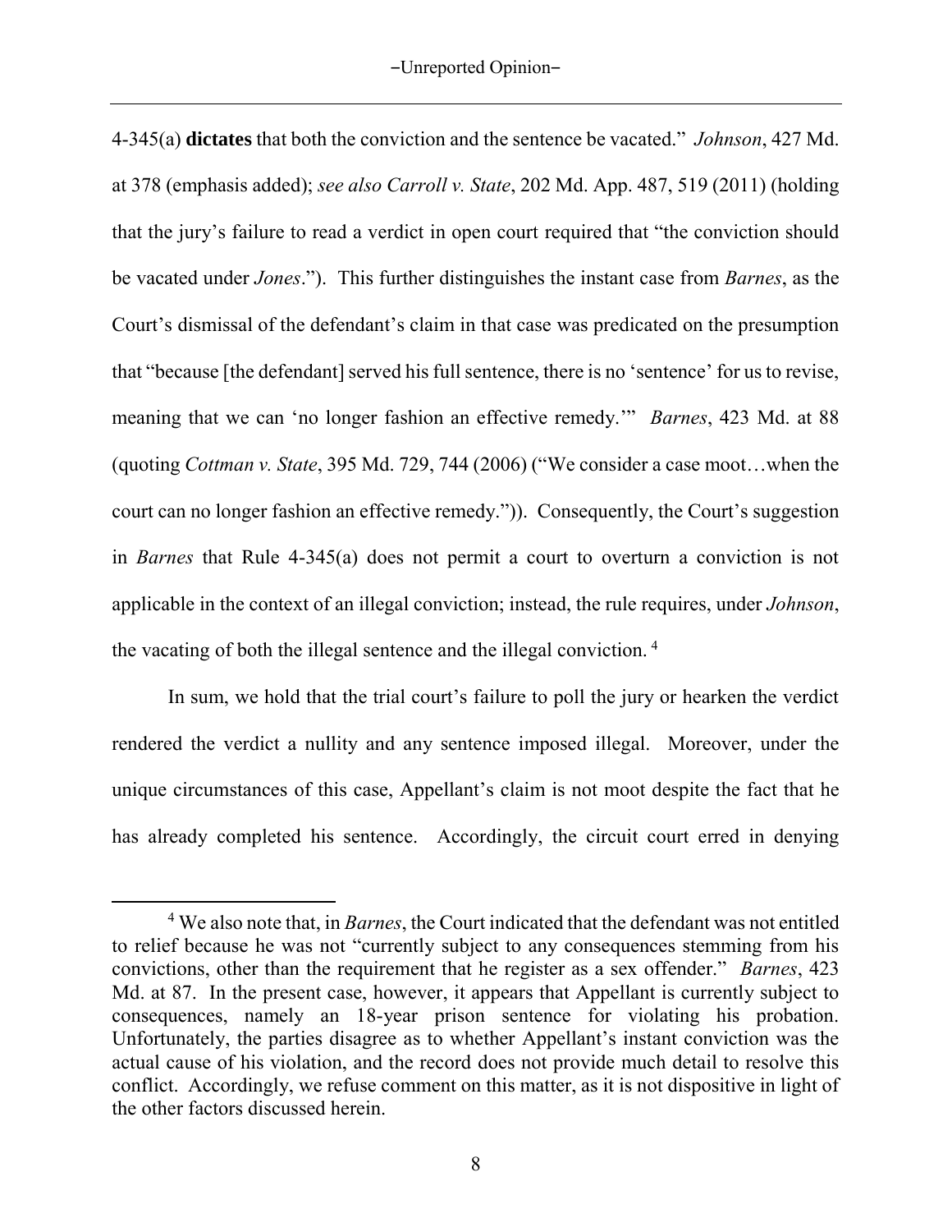4-345(a) **dictates** that both the conviction and the sentence be vacated." *Johnson*, 427 Md. at 378 (emphasis added); *see also Carroll v. State*, 202 Md. App. 487, 519 (2011) (holding that the jury's failure to read a verdict in open court required that "the conviction should be vacated under *Jones*."). This further distinguishes the instant case from *Barnes*, as the Court's dismissal of the defendant's claim in that case was predicated on the presumption that "because [the defendant] served his full sentence, there is no 'sentence' for us to revise, meaning that we can 'no longer fashion an effective remedy.'" *Barnes*, 423 Md. at 88 (quoting *Cottman v. State*, 395 Md. 729, 744 (2006) ("We consider a case moot…when the court can no longer fashion an effective remedy.")). Consequently, the Court's suggestion in *Barnes* that Rule 4-345(a) does not permit a court to overturn a conviction is not applicable in the context of an illegal conviction; instead, the rule requires, under *Johnson*, the vacating of both the illegal sentence and the illegal conviction.[4]

In sum, we hold that the trial court's failure to poll the jury or hearken the verdict rendered the verdict a nullity and any sentence imposed illegal. Moreover, under the unique circumstances of this case, Appellant's claim is not moot despite the fact that he has already completed his sentence. Accordingly, the circuit court erred in denying

[4] We also note that, in *Barnes*, the Court indicated that the defendant was not entitled to relief because he was not "currently subject to any consequences stemming from his convictions, other than the requirement that he register as a sex offender." *Barnes*, 423 Md. at 87. In the present case, however, it appears that Appellant is currently subject to consequences, namely an 18-year prison sentence for violating his probation. Unfortunately, the parties disagree as to whether Appellant's instant conviction was the actual cause of his violation, and the record does not provide much detail to resolve this conflict. Accordingly, we refuse comment on this matter, as it is not dispositive in light of the other factors discussed herein.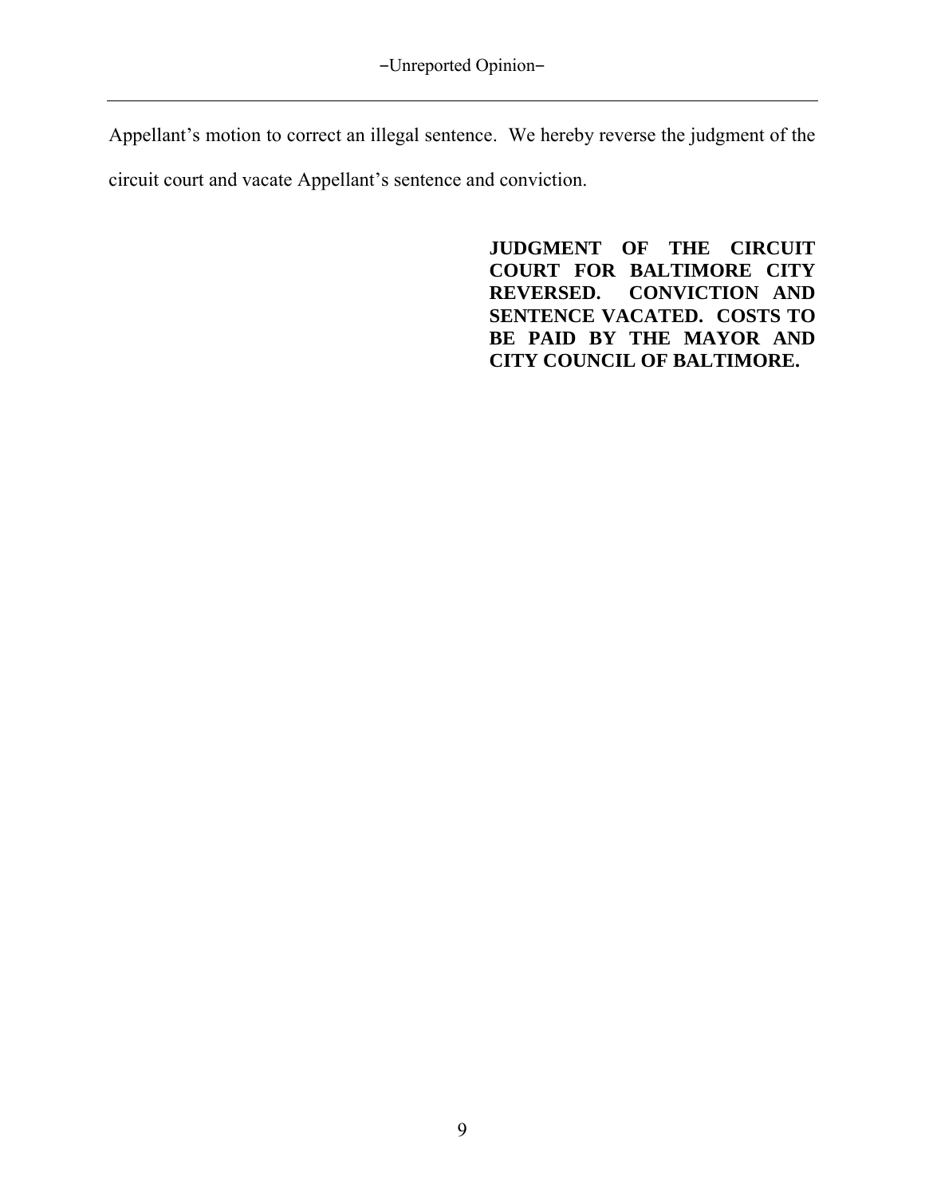Appellant's motion to correct an illegal sentence. We hereby reverse the judgment of the circuit court and vacate Appellant's sentence and conviction.

**JUDGMENT OF THE CIRCUIT COURT FOR BALTIMORE CITY REVERSED. CONVICTION AND SENTENCE VACATED. COSTS TO BE PAID BY THE MAYOR AND CITY COUNCIL OF BALTIMORE.**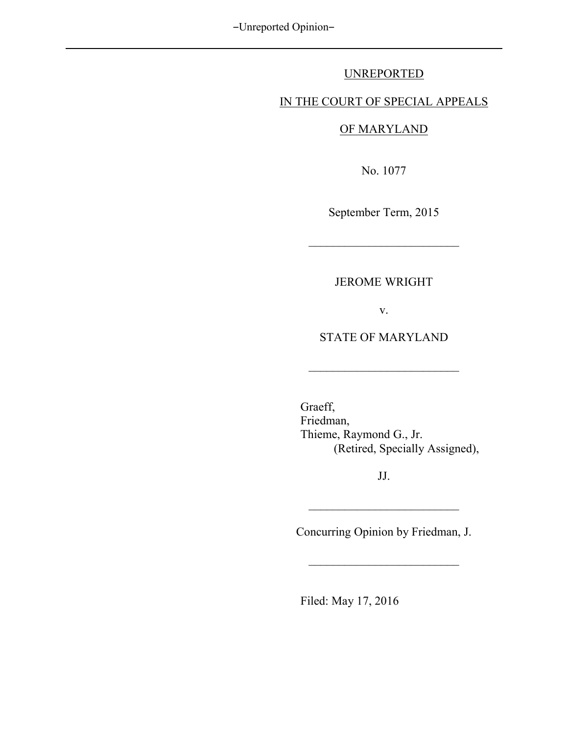UNREPORTED

IN THE COURT OF SPECIAL APPEALS

OF MARYLAND

No. 1077

September Term, 2015

---

JEROME WRIGHT

v.

STATE OF MARYLAND

---

Graeff,
Friedman,
Thieme, Raymond G., Jr.
(Retired, Specially Assigned),

JJ.

---

Concurring Opinion by Friedman, J.

---

Filed: May 17, 2016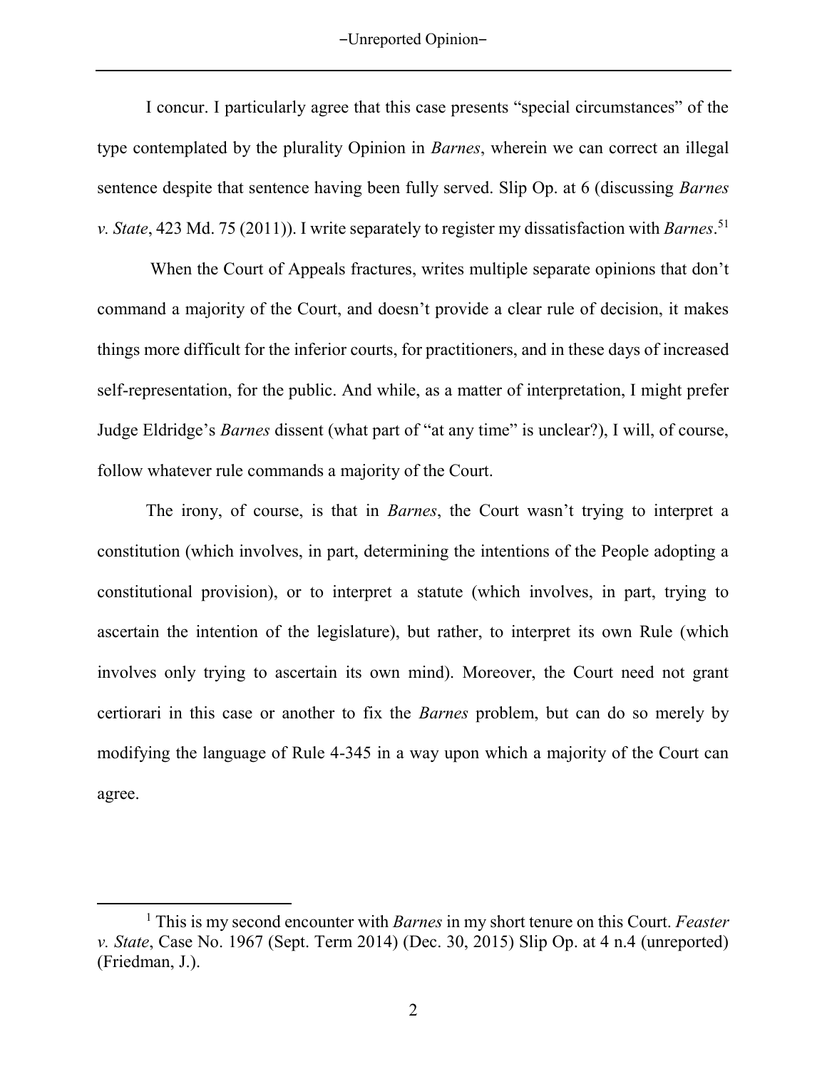I concur. I particularly agree that this case presents "special circumstances" of the type contemplated by the plurality Opinion in *Barnes*, wherein we can correct an illegal sentence despite that sentence having been fully served. Slip Op. at 6 (discussing *Barnes v. State*, 423 Md. 75 (2011)). I write separately to register my dissatisfaction with *Barnes*.[51]

When the Court of Appeals fractures, writes multiple separate opinions that don't command a majority of the Court, and doesn't provide a clear rule of decision, it makes things more difficult for the inferior courts, for practitioners, and in these days of increased self-representation, for the public. And while, as a matter of interpretation, I might prefer Judge Eldridge's *Barnes* dissent (what part of "at any time" is unclear?), I will, of course, follow whatever rule commands a majority of the Court.

The irony, of course, is that in *Barnes*, the Court wasn't trying to interpret a constitution (which involves, in part, determining the intentions of the People adopting a constitutional provision), or to interpret a statute (which involves, in part, trying to ascertain the intention of the legislature), but rather, to interpret its own Rule (which involves only trying to ascertain its own mind). Moreover, the Court need not grant certiorari in this case or another to fix the *Barnes* problem, but can do so merely by modifying the language of Rule 4-345 in a way upon which a majority of the Court can agree.

---

[1] This is my second encounter with *Barnes* in my short tenure on this Court. *Feaster v. State*, Case No. 1967 (Sept. Term 2014) (Dec. 30, 2015) Slip Op. at 4 n.4 (unreported) (Friedman, J.).